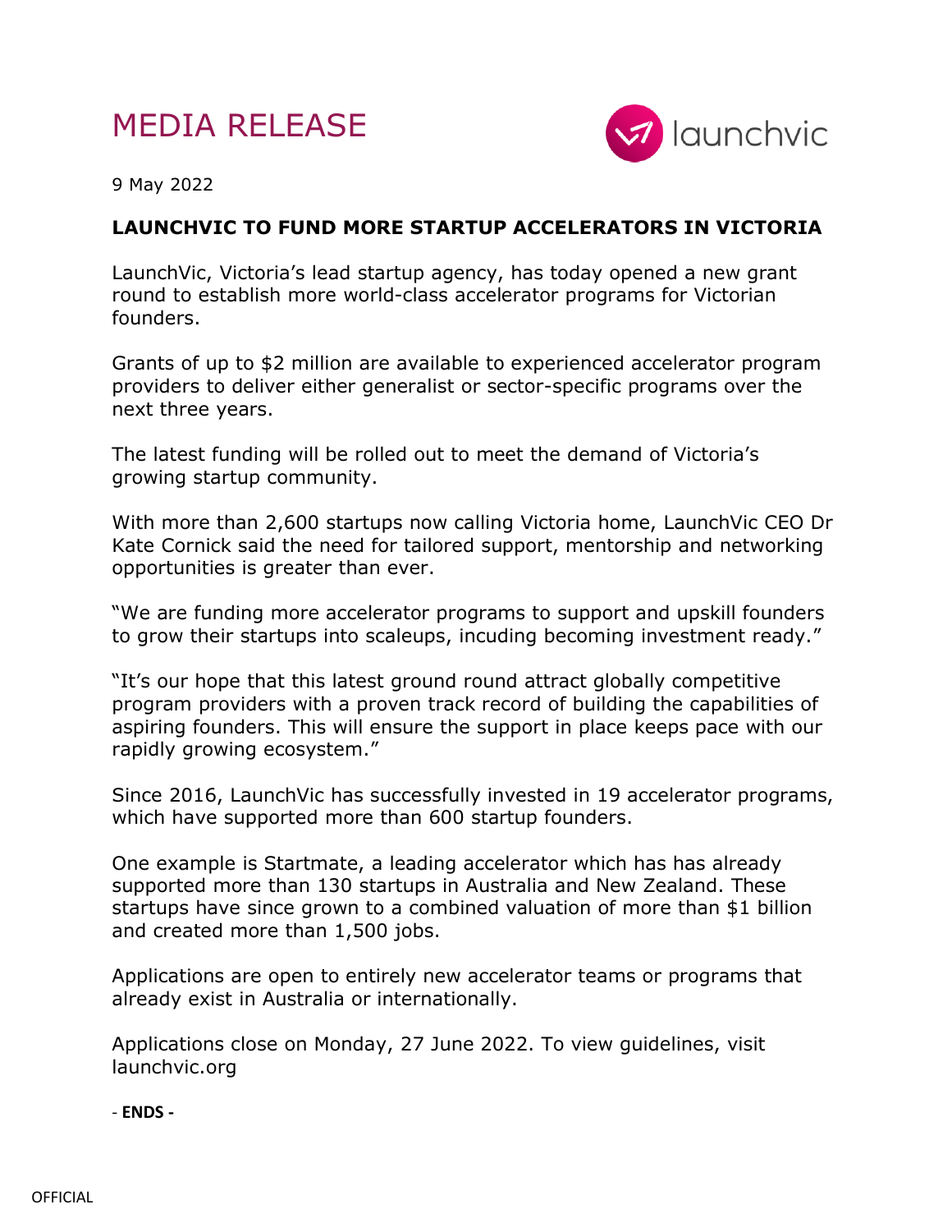# MEDIA RELEASE

launchvic

9 May 2022

**LAUNCHVIC TO FUND MORE STARTUP ACCELERATORS IN VICTORIA**

LaunchVic, Victoria's lead startup agency, has today opened a new grant round to establish more world-class accelerator programs for Victorian founders.

Grants of up to $2 million are available to experienced accelerator program providers to deliver either generalist or sector-specific programs over the next three years.

The latest funding will be rolled out to meet the demand of Victoria's growing startup community.

With more than 2,600 startups now calling Victoria home, LaunchVic CEO Dr Kate Cornick said the need for tailored support, mentorship and networking opportunities is greater than ever.

"We are funding more accelerator programs to support and upskill founders to grow their startups into scaleups, incuding becoming investment ready."

"It's our hope that this latest ground round attract globally competitive program providers with a proven track record of building the capabilities of aspiring founders. This will ensure the support in place keeps pace with our rapidly growing ecosystem."

Since 2016, LaunchVic has successfully invested in 19 accelerator programs, which have supported more than 600 startup founders.

One example is Startmate, a leading accelerator which has has already supported more than 130 startups in Australia and New Zealand. These startups have since grown to a combined valuation of more than $1 billion and created more than 1,500 jobs.

Applications are open to entirely new accelerator teams or programs that already exist in Australia or internationally.

Applications close on Monday, 27 June 2022. To view guidelines, visit launchvic.org

\- **ENDS -**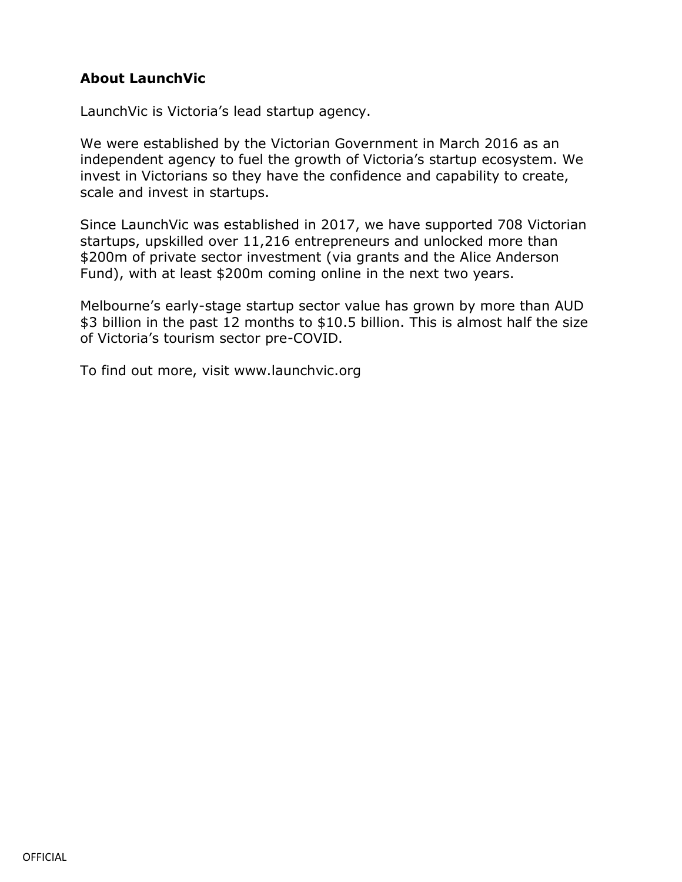**About LaunchVic**

LaunchVic is Victoria's lead startup agency.

We were established by the Victorian Government in March 2016 as an independent agency to fuel the growth of Victoria's startup ecosystem. We invest in Victorians so they have the confidence and capability to create, scale and invest in startups.

Since LaunchVic was established in 2017, we have supported 708 Victorian startups, upskilled over 11,216 entrepreneurs and unlocked more than $200m of private sector investment (via grants and the Alice Anderson Fund), with at least $200m coming online in the next two years.

Melbourne's early-stage startup sector value has grown by more than AUD $3 billion in the past 12 months to $10.5 billion. This is almost half the size of Victoria's tourism sector pre-COVID.

To find out more, visit www.launchvic.org

OFFICIAL